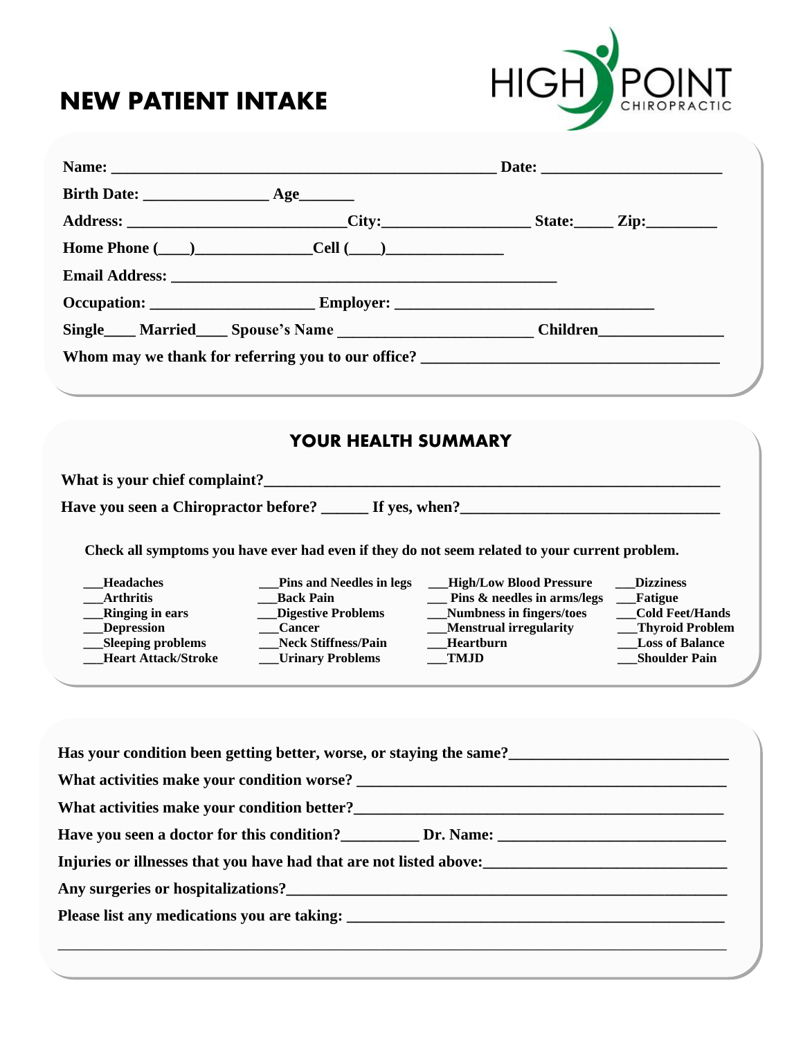# NEW PATIENT INTAKE

HIGH POINT CHIROPRACTIC

**Name:** ___________________________________________ **Date:** ____________________

**Birth Date:** ______________ **Age**______

**Address:** _________________________**City:**________________ **State:**_____ **Zip:**________

**Home Phone (___)**_____________**Cell (___)**_____________

**Email Address:** ___________________________________________

**Occupation:** __________________ **Employer:** ____________________________

**Single**____ **Married**____ **Spouse's Name** ______________________ **Children**______________

**Whom may we thank for referring you to our office?** __________________________________

## YOUR HEALTH SUMMARY

**What is your chief complaint?**____________________________________________________

**Have you seen a Chiropractor before?** ______ **If yes, when?**___________________________

**Check all symptoms you have ever had even if they do not seem related to your current problem.**

| | | | |
|---|---|---|---|
| ___Headaches | ___Pins and Needles in legs | ___High/Low Blood Pressure | ___Dizziness |
| ___Arthritis | ___Back Pain | ___ Pins & needles in arms/legs | ___Fatigue |
| ___Ringing in ears | ___Digestive Problems | ___Numbness in fingers/toes | ___Cold Feet/Hands |
| ___Depression | ___Cancer | ___Menstrual irregularity | ___Thyroid Problem |
| ___Sleeping problems | ___Neck Stiffness/Pain | ___Heartburn | ___Loss of Balance |
| ___Heart Attack/Stroke | ___Urinary Problems | ___TMJD | ___Shoulder Pain |

**Has your condition been getting better, worse, or staying the same?**_______________________

**What activities make your condition worse?** ________________________________________

**What activities make your condition better?**_________________________________________

**Have you seen a doctor for this condition?**_________ **Dr. Name:** _________________________

**Injuries or illnesses that you have had that are not listed above:**___________________________

**Any surgeries or hospitalizations?**___________________________________________________

**Please list any medications you are taking:** __________________________________________

_______________________________________________________________________________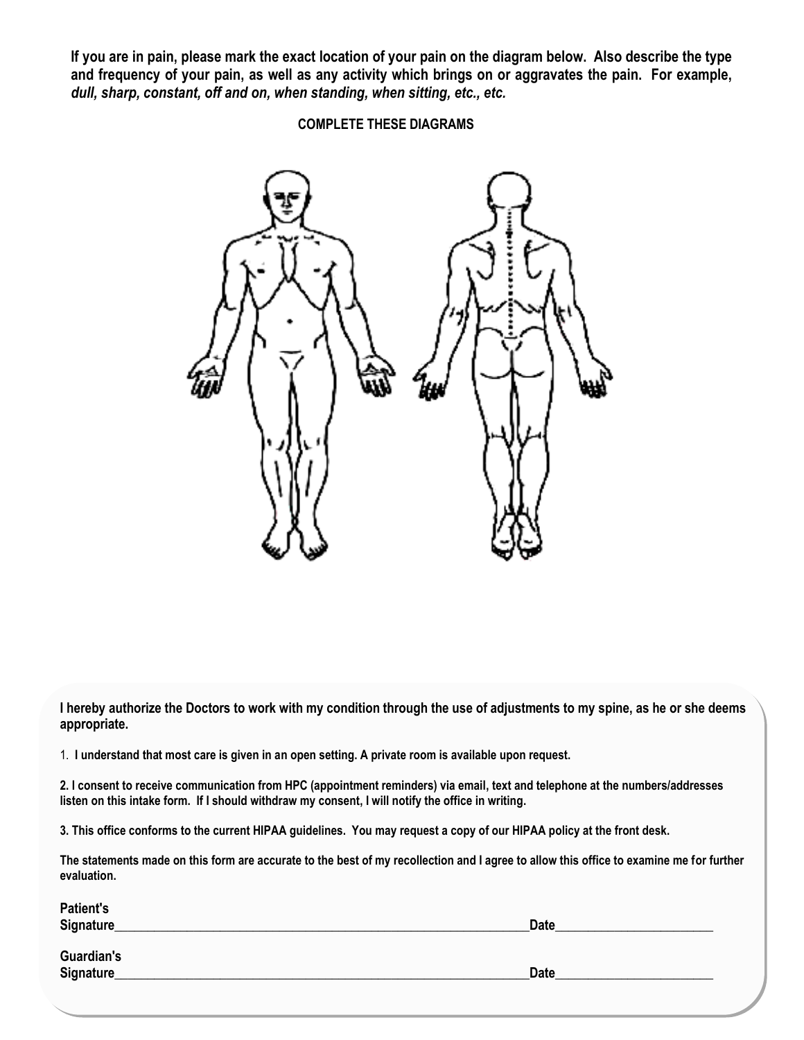**If you are in pain, please mark the exact location of your pain on the diagram below. Also describe the type and frequency of your pain, as well as any activity which brings on or aggravates the pain. For example, *dull, sharp, constant, off and on, when standing, when sitting, etc., etc.***

**COMPLETE THESE DIAGRAMS**

**I hereby authorize the Doctors to work with my condition through the use of adjustments to my spine, as he or she deems appropriate.**

1. **I understand that most care is given in an open setting. A private room is available upon request.**

2. **I consent to receive communication from HPC (appointment reminders) via email, text and telephone at the numbers/addresses listen on this intake form. If I should withdraw my consent, I will notify the office in writing.**

3. **This office conforms to the current HIPAA guidelines. You may request a copy of our HIPAA policy at the front desk.**

**The statements made on this form are accurate to the best of my recollection and I agree to allow this office to examine me for further evaluation.**

**Patient's Signature**_______________________________________________________________ **Date**_______________________

**Guardian's Signature**_______________________________________________________________ **Date**_______________________